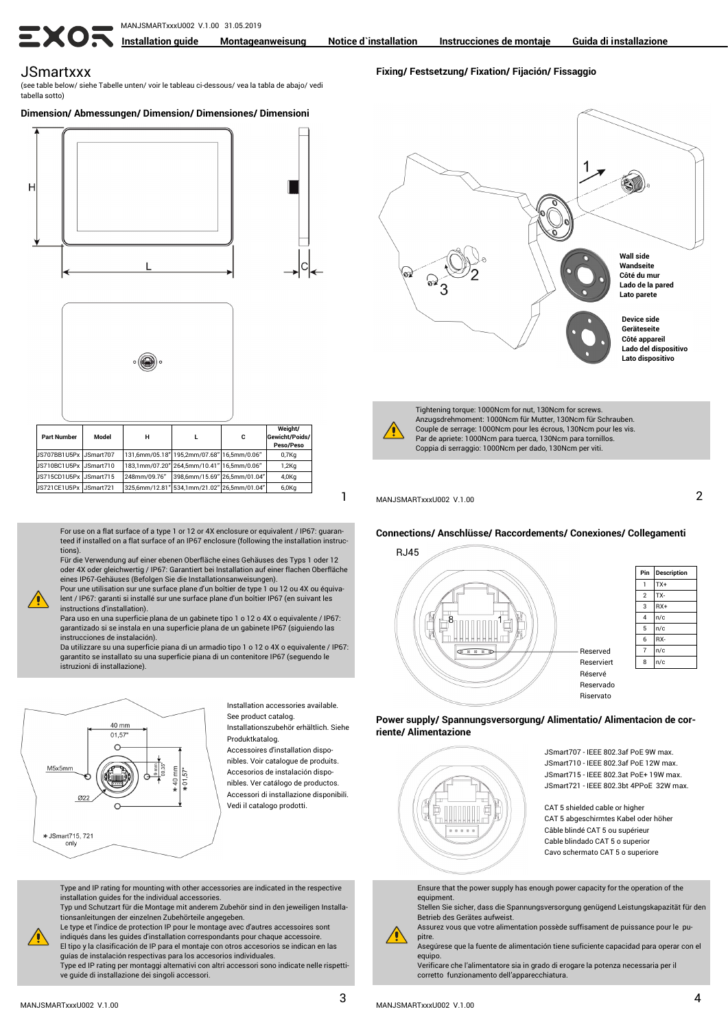MANJSMARTxxxU002 V.1.00 31.05.2019

**Installation guide** **Montageanweisung** **Notice d`installation** **Instrucciones de montaje** **Guida di installazione**

# JSmartxxx

(see table below/ siehe Tabelle unten/ voir le tableau ci-dessous/ vea la tabla de abajo/ vedi tabella sotto)

## Dimension/ Abmessungen/ Dimension/ Dimensiones/ Dimensioni

H

L

C

| Part Number | Model | H | L | C | Weight/ Gewicht/Poids/ Peso/Peso |
|---|---|---|---|---|---|
| JS707BB1U5Px | JSmart707 | 131,6mm/05.18" | 195,2mm/07.68" | 16,5mm/0.06" | 0,7Kg |
| JS710BC1U5Px | JSmart710 | 183,1mm/07.20" | 264,5mm/10.41" | 16,5mm/0.06" | 1,2Kg |
| JS715CD1U5Px | JSmart715 | 248mm/09.76" | 398,6mm/15.69" | 26,5mm/01.04" | 4,0Kg |
| JS721CE1U5Px | JSmart721 | 325,6mm/12.81" | 534,1mm/21.02" | 26,5mm/01.04" | 6,0Kg |

## Fixing/ Festsetzung/ Fixation/ Fijación/ Fissaggio

1

2

3

Wall side
Wandseite
Côté du mur
Lado de la pared
Lato parete

Device side
Geräteseite
Côté appareil
Lado del dispositivo
Lato dispositivo

Tightening torque: 1000Ncm for nut, 130Ncm for screws.
Anzugsdrehmoment: 1000Ncm für Mutter, 130Ncm für Schrauben.
Couple de serrage: 1000Ncm pour les écrous, 130Ncm pour les vis.
Par de apriete: 1000Ncm para tuerca, 130Ncm para tornillos.
Coppia di serraggio: 1000Ncm per dado, 130Ncm per viti.

For use on a flat surface of a type 1 or 12 or 4X enclosure or equivalent / IP67: guaranteed if installed on a flat surface of an IP67 enclosure (following the installation instructions).
Für die Verwendung auf einer ebenen Oberfläche eines Gehäuses des Typs 1 oder 12 oder 4X oder gleichwertig / IP67: Garantiert bei Installation auf einer flachen Oberfläche eines IP67-Gehäuses (Befolgen Sie die Installationsanweisungen).
Pour une utilisation sur une surface plane d'un boîtier de type 1 ou 12 ou 4X ou équivalent / IP67: garanti si installé sur une surface plane d'un boîtier IP67 (en suivant les instructions d'installation).
Para uso en una superficie plana de un gabinete tipo 1 o 12 o 4X o equivalente / IP67: garantizado si se instala en una superficie plana de un gabinete IP67 (siguiendo las instrucciones de instalación).
Da utilizzare su una superficie piana di un armadio tipo 1 o 12 o 4X o equivalente / IP67: garantito se installato su una superficie piana di un contenitore IP67 (seguendo le istruzioni di installazione).

40 mm
01,57"
M5x5mm
9 mm
00.35"
Ø22
* 40 mm
* 01,57"
* JSmart715, 721 only

Installation accessories available. See product catalog.
Installationszubehör erhältlich. Siehe Produktkatalog.
Accessoires d'installation disponibles. Voir catalogue de produits.
Accesorios de instalación disponibles. Ver catálogo de productos.
Accessori di installazione disponibili. Vedi il catalogo prodotti.

Type and IP rating for mounting with other accessories are indicated in the respective installation guides for the individual accessories.
Typ und Schutzart für die Montage mit anderem Zubehör sind in den jeweiligen Installationsanleitungen der einzelnen Zubehörteile angegeben.
Le type et l'indice de protection IP pour le montage avec d'autres accessoires sont indiqués dans les guides d'installation correspondants pour chaque accessoire.
El tipo y la clasificación de IP para el montaje con otros accesorios se indican en las guías de instalación respectivas para los accesorios individuales.
Type ed IP rating per montaggi alternativi con altri accessori sono indicate nelle rispettive guide di installazione dei singoli accessori.

## Connections/ Anschlüsse/ Raccordements/ Conexiones/ Collegamenti

RJ45

8 1

Reserved
Reserviert
Réservé
Reservado
Riservato

| Pin | Description |
|---|---|
| 1 | TX+ |
| 2 | TX- |
| 3 | RX+ |
| 4 | n/c |
| 5 | n/c |
| 6 | RX- |
| 7 | n/c |
| 8 | n/c |

## Power supply/ Spannungsversorgung/ Alimentatio/ Alimentacion de corriente/ Alimentazione

JSmart707 - IEEE 802.3af PoE 9W max.
JSmart710 - IEEE 802.3af PoE 12W max.
JSmart715 - IEEE 802.3at PoE+ 19W max.
JSmart721 - IEEE 802.3bt 4PPoE 32W max.

CAT 5 shielded cable or higher
CAT 5 abgeschirmtes Kabel oder höher
Câble blindé CAT 5 ou supérieur
Cable blindado CAT 5 o superior
Cavo schermato CAT 5 o superiore

Ensure that the power supply has enough power capacity for the operation of the equipment.
Stellen Sie sicher, dass die Spannungsversorgung genügend Leistungskapazität für den Betrieb des Gerätes aufweist.
Assurez vous que votre alimentation possède suffisamment de puissance pour le pupitre.
Asegúrese que la fuente de alimentación tiene suficiente capacidad para operar con el equipo.
Verificare che l'alimentatore sia in grado di erogare la potenza necessaria per il corretto funzionamento dell'apparecchiatura.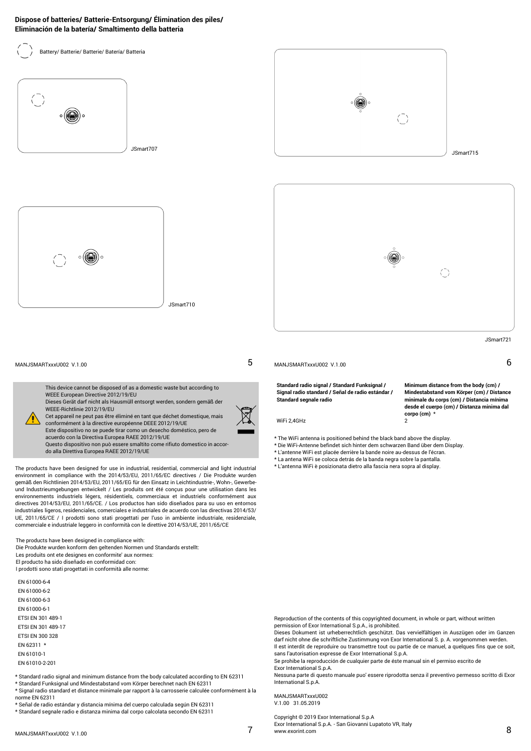**Dispose of batteries/ Batterie-Entsorgung/ Élimination des piles/ Eliminación de la batería/ Smaltimento della batteria**

Battery/ Batterie/ Batterie/ Batería/ Batteria

JSmart707

JSmart715

JSmart710

JSmart721

This device cannot be disposed of as a domestic waste but according to WEEE European Directive 2012/19/EU
Dieses Gerät darf nicht als Hausmüll entsorgt werden, sondern gemäß der WEEE-Richtlinie 2012/19/EU
Cet appareil ne peut pas être éliminé en tant que déchet domestique, mais conformément à la directive européenne DEEE 2012/19/UE
Este dispositivo no se puede tirar como un desecho doméstico, pero de acuerdo con la Directiva Europea RAEE 2012/19/UE
Questo dispositivo non può essere smaltito come rifiuto domestico in accordo alla Direttiva Europea RAEE 2012/19/UE

The products have been designed for use in industrial, residential, commercial and light industrial environment in compliance with the 2014/53/EU, 2011/65/EC directives / Die Produkte wurden gemäß den Richtlinien 2014/53/EU, 2011/65/EG für den Einsatz in Leichtindustrie-, Wohn-, Gewerbe- und Industrieumgebungen entwickelt / Les produits ont été conçus pour une utilisation dans les environnements industriels légers, résidentiels, commerciaux et industriels conformément aux directives 2014/53/EU, 2011/65/CE. / Los productos han sido diseñados para su uso en entornos industriales ligeros, residenciales, comerciales e industriales de acuerdo con las directivas 2014/53/UE, 2011/65/CE / I prodotti sono stati progettati per l'uso in ambiente industriale, residenziale, commerciale e industriale leggero in conformità con le direttive 2014/53/UE, 2011/65/CE

The products have been designed in compliance with:
Die Produkte wurden konform den geltenden Normen und Standards erstellt:
Les produits ont ete designes en conformite' aux normes:
El producto ha sido diseñado en conformidad con:
I prodotti sono stati progettati in conformità alle norme:

- EN 61000-6-4
- EN 61000-6-2
- EN 61000-6-3
- EN 61000-6-1
- ETSI EN 301 489-1
- ETSI EN 301 489-17
- ETSI EN 300 328
- EN 62311 *
- EN 61010-1
- EN 61010-2-201

\* Standard radio signal and minimum distance from the body calculated according to EN 62311
\* Standard Funksignal und Mindestabstand vom Körper berechnet nach EN 62311
\* Signal radio standard et distance minimale par rapport à la carrosserie calculée conformément à la norme EN 62311
\* Señal de radio estándar y distancia mínima del cuerpo calculada según EN 62311
\* Standard segnale radio e distanza minima dal corpo calcolata secondo EN 62311

| Standard radio signal / Standard Funksignal / Signal radio standard / Señal de radio estándar / Standard segnale radio | Minimum distance from the body (cm) / Mindestabstand vom Körper (cm) / Distance minimale du corps (cm) / Distancia mínima desde el cuerpo (cm) / Distanza minima dal corpo (cm) * |
|---|---|
| WiFi 2,4GHz | 2 |

\* The WiFi antenna is positioned behind the black band above the display.
\* Die WiFi-Antenne befindet sich hinter dem schwarzen Band über dem Display.
\* L'antenne WiFi est placée derrière la bande noire au-dessus de l'écran.
\* La antena WiFi se coloca detrás de la banda negra sobre la pantalla.
\* L'antenna WiFi è posizionata dietro alla fascia nera sopra al display.

Reproduction of the contents of this copyrighted document, in whole or part, without written permission of Exor International S.p.A., is prohibited.
Dieses Dokument ist urheberrechtlich geschützt. Das vervielfältigen in Auszügen oder im Ganzen darf nicht ohne die schriftliche Zustimmung von Exor International S. p. A. vorgenommen werden.
Il est interdit de reproduire ou transmettre tout ou partie de ce manuel, a quelques fins que ce soit, sans l'autorisation expresse de Exor International S.p.A.
Se prohibe la reproducción de cualquier parte de éste manual sin el permiso escrito de Exor International S.p.A.
Nessuna parte di questo manuale puo' essere riprodotta senza il preventivo permesso scritto di Exor International S.p.A.

MANJSMARTxxxU002
V.1.00 31.05.2019

Copyright © 2019 Exor International S.p.A
Exor International S.p.A. - San Giovanni Lupatoto VR, Italy
www.exorint.com